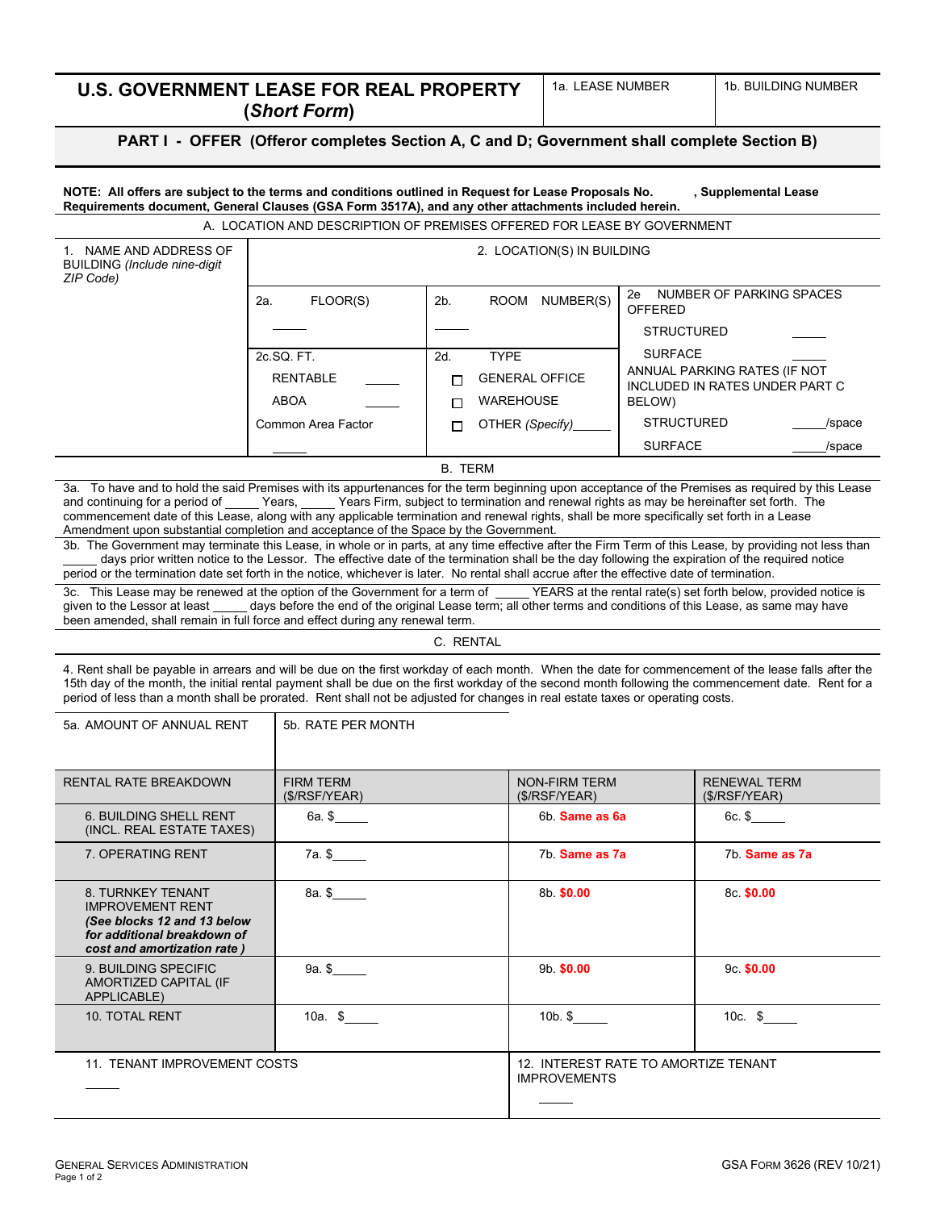# U.S. GOVERNMENT LEASE FOR REAL PROPERTY (*Short Form*)

| 1a. LEASE NUMBER | 1b. BUILDING NUMBER |
|---|---|
| | |

## PART I - OFFER (Offeror completes Section A, C and D; Government shall complete Section B)

**NOTE: All offers are subject to the terms and conditions outlined in Request for Lease Proposals No. , Supplemental Lease Requirements document, General Clauses (GSA Form 3517A), and any other attachments included herein.**

### A. LOCATION AND DESCRIPTION OF PREMISES OFFERED FOR LEASE BY GOVERNMENT

| 1. NAME AND ADDRESS OF BUILDING *(Include nine-digit ZIP Code)* | 2. LOCATION(S) IN BUILDING | | |
|---|---|---|---|
| | 2a. FLOOR(S) _____ | 2b. ROOM NUMBER(S) _____ | 2e NUMBER OF PARKING SPACES OFFERED<br>STRUCTURED _____<br>SURFACE _____ |
| | 2c.SQ. FT.<br>RENTABLE _____<br>ABOA _____<br>Common Area Factor _____ | 2d. TYPE<br>☐ GENERAL OFFICE<br>☐ WAREHOUSE<br>☐ OTHER *(Specify)*_____ | ANNUAL PARKING RATES (IF NOT INCLUDED IN RATES UNDER PART C BELOW)<br>STRUCTURED _____/space<br>SURFACE _____/space |

### B. TERM

3a. To have and to hold the said Premises with its appurtenances for the term beginning upon acceptance of the Premises as required by this Lease and continuing for a period of _____ Years, _____ Years Firm, subject to termination and renewal rights as may be hereinafter set forth. The commencement date of this Lease, along with any applicable termination and renewal rights, shall be more specifically set forth in a Lease Amendment upon substantial completion and acceptance of the Space by the Government.

3b. The Government may terminate this Lease, in whole or in parts, at any time effective after the Firm Term of this Lease, by providing not less than _____ days prior written notice to the Lessor. The effective date of the termination shall be the day following the expiration of the required notice period or the termination date set forth in the notice, whichever is later. No rental shall accrue after the effective date of termination.

3c. This Lease may be renewed at the option of the Government for a term of _____ YEARS at the rental rate(s) set forth below, provided notice is given to the Lessor at least _____ days before the end of the original Lease term; all other terms and conditions of this Lease, as same may have been amended, shall remain in full force and effect during any renewal term.

### C. RENTAL

4. Rent shall be payable in arrears and will be due on the first workday of each month. When the date for commencement of the lease falls after the 15th day of the month, the initial rental payment shall be due on the first workday of the second month following the commencement date. Rent for a period of less than a month shall be prorated. Rent shall not be adjusted for changes in real estate taxes or operating costs.

| 5a. AMOUNT OF ANNUAL RENT | 5b. RATE PER MONTH | | |
|---|---|---|---|
| | | | |
| **RENTAL RATE BREAKDOWN** | **FIRM TERM ($/RSF/YEAR)** | **NON-FIRM TERM ($/RSF/YEAR)** | **RENEWAL TERM ($/RSF/YEAR)** |
| 6. BUILDING SHELL RENT (INCL. REAL ESTATE TAXES) | 6a. $_____ | 6b. Same as 6a | 6c. $_____ |
| 7. OPERATING RENT | 7a. $_____ | 7b. Same as 7a | 7b. Same as 7a |
| 8. TURNKEY TENANT IMPROVEMENT RENT ***(See blocks 12 and 13 below for additional breakdown of cost and amortization rate )*** | 8a. $_____ | 8b. $0.00 | 8c. $0.00 |
| 9. BUILDING SPECIFIC AMORTIZED CAPITAL (IF APPLICABLE) | 9a. $_____ | 9b. $0.00 | 9c. $0.00 |
| 10. TOTAL RENT | 10a. $_____ | 10b. $_____ | 10c. $_____ |

| 11. TENANT IMPROVEMENT COSTS | 12. INTEREST RATE TO AMORTIZE TENANT IMPROVEMENTS |
|---|---|
| _____ | _____ |

GENERAL SERVICES ADMINISTRATION — GSA FORM 3626 (REV 10/21)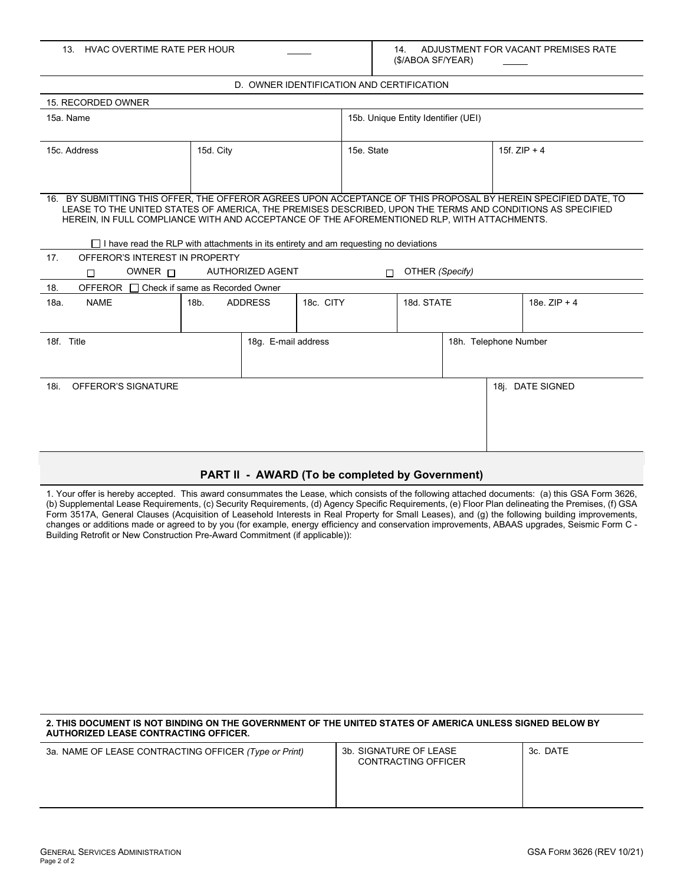| | |
|---|---|
| 13. HVAC OVERTIME RATE PER HOUR _____ | 14. ADJUSTMENT FOR VACANT PREMISES RATE ($/ABOA SF/YEAR) _____ |

## D. OWNER IDENTIFICATION AND CERTIFICATION

15. RECORDED OWNER

| | | | |
|---|---|---|---|
| 15a. Name | | 15b. Unique Entity Identifier (UEI) | |
| 15c. Address | 15d. City | 15e. State | 15f. ZIP + 4 |

16. BY SUBMITTING THIS OFFER, THE OFFEROR AGREES UPON ACCEPTANCE OF THIS PROPOSAL BY HEREIN SPECIFIED DATE, TO LEASE TO THE UNITED STATES OF AMERICA, THE PREMISES DESCRIBED, UPON THE TERMS AND CONDITIONS AS SPECIFIED HEREIN, IN FULL COMPLIANCE WITH AND ACCEPTANCE OF THE AFOREMENTIONED RLP, WITH ATTACHMENTS.

☐ I have read the RLP with attachments in its entirety and am requesting no deviations

17. OFFEROR'S INTEREST IN PROPERTY

☐ OWNER ☐ AUTHORIZED AGENT ☐ OTHER *(Specify)*

18. OFFEROR ☐ Check if same as Recorded Owner

| | | | | |
|---|---|---|---|---|
| 18a. NAME | 18b. ADDRESS | 18c. CITY | 18d. STATE | 18e. ZIP + 4 |

| | | |
|---|---|---|
| 18f. Title | 18g. E-mail address | 18h. Telephone Number |

| | |
|---|---|
| 18i. OFFEROR'S SIGNATURE | 18j. DATE SIGNED |

## PART II - AWARD (To be completed by Government)

1. Your offer is hereby accepted. This award consummates the Lease, which consists of the following attached documents: (a) this GSA Form 3626, (b) Supplemental Lease Requirements, (c) Security Requirements, (d) Agency Specific Requirements, (e) Floor Plan delineating the Premises, (f) GSA Form 3517A, General Clauses (Acquisition of Leasehold Interests in Real Property for Small Leases), and (g) the following building improvements, changes or additions made or agreed to by you (for example, energy efficiency and conservation improvements, ABAAS upgrades, Seismic Form C - Building Retrofit or New Construction Pre-Award Commitment (if applicable)):

**2. THIS DOCUMENT IS NOT BINDING ON THE GOVERNMENT OF THE UNITED STATES OF AMERICA UNLESS SIGNED BELOW BY AUTHORIZED LEASE CONTRACTING OFFICER.**

| | | |
|---|---|---|
| 3a. NAME OF LEASE CONTRACTING OFFICER *(Type or Print)* | 3b. SIGNATURE OF LEASE CONTRACTING OFFICER | 3c. DATE |

GENERAL SERVICES ADMINISTRATION — GSA FORM 3626 (REV 10/21)